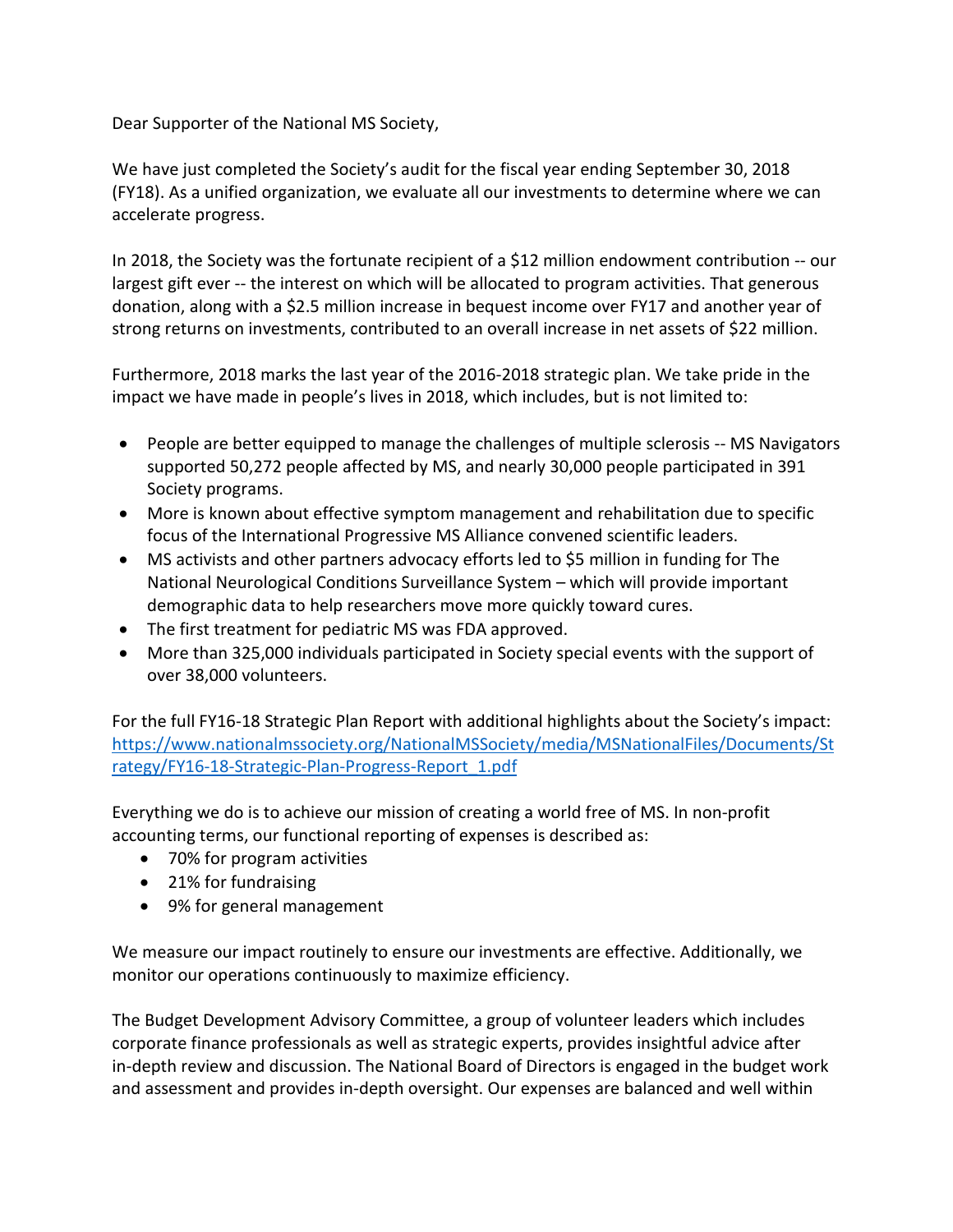Dear Supporter of the National MS Society,

We have just completed the Society's audit for the fiscal year ending September 30, 2018 (FY18). As a unified organization, we evaluate all our investments to determine where we can accelerate progress.

In 2018, the Society was the fortunate recipient of a $12 million endowment contribution -- our largest gift ever -- the interest on which will be allocated to program activities. That generous donation, along with a $2.5 million increase in bequest income over FY17 and another year of strong returns on investments, contributed to an overall increase in net assets of $22 million.

Furthermore, 2018 marks the last year of the 2016-2018 strategic plan. We take pride in the impact we have made in people's lives in 2018, which includes, but is not limited to:

- People are better equipped to manage the challenges of multiple sclerosis -- MS Navigators supported 50,272 people affected by MS, and nearly 30,000 people participated in 391 Society programs.
- More is known about effective symptom management and rehabilitation due to specific focus of the International Progressive MS Alliance convened scientific leaders.
- MS activists and other partners advocacy efforts led to $5 million in funding for The National Neurological Conditions Surveillance System – which will provide important demographic data to help researchers move more quickly toward cures.
- The first treatment for pediatric MS was FDA approved.
- More than 325,000 individuals participated in Society special events with the support of over 38,000 volunteers.

For the full FY16-18 Strategic Plan Report with additional highlights about the Society's impact: https://www.nationalmssociety.org/NationalMSSociety/media/MSNationalFiles/Documents/Strategy/FY16-18-Strategic-Plan-Progress-Report_1.pdf

Everything we do is to achieve our mission of creating a world free of MS. In non-profit accounting terms, our functional reporting of expenses is described as:

- 70% for program activities
- 21% for fundraising
- 9% for general management

We measure our impact routinely to ensure our investments are effective. Additionally, we monitor our operations continuously to maximize efficiency.

The Budget Development Advisory Committee, a group of volunteer leaders which includes corporate finance professionals as well as strategic experts, provides insightful advice after in-depth review and discussion. The National Board of Directors is engaged in the budget work and assessment and provides in-depth oversight. Our expenses are balanced and well within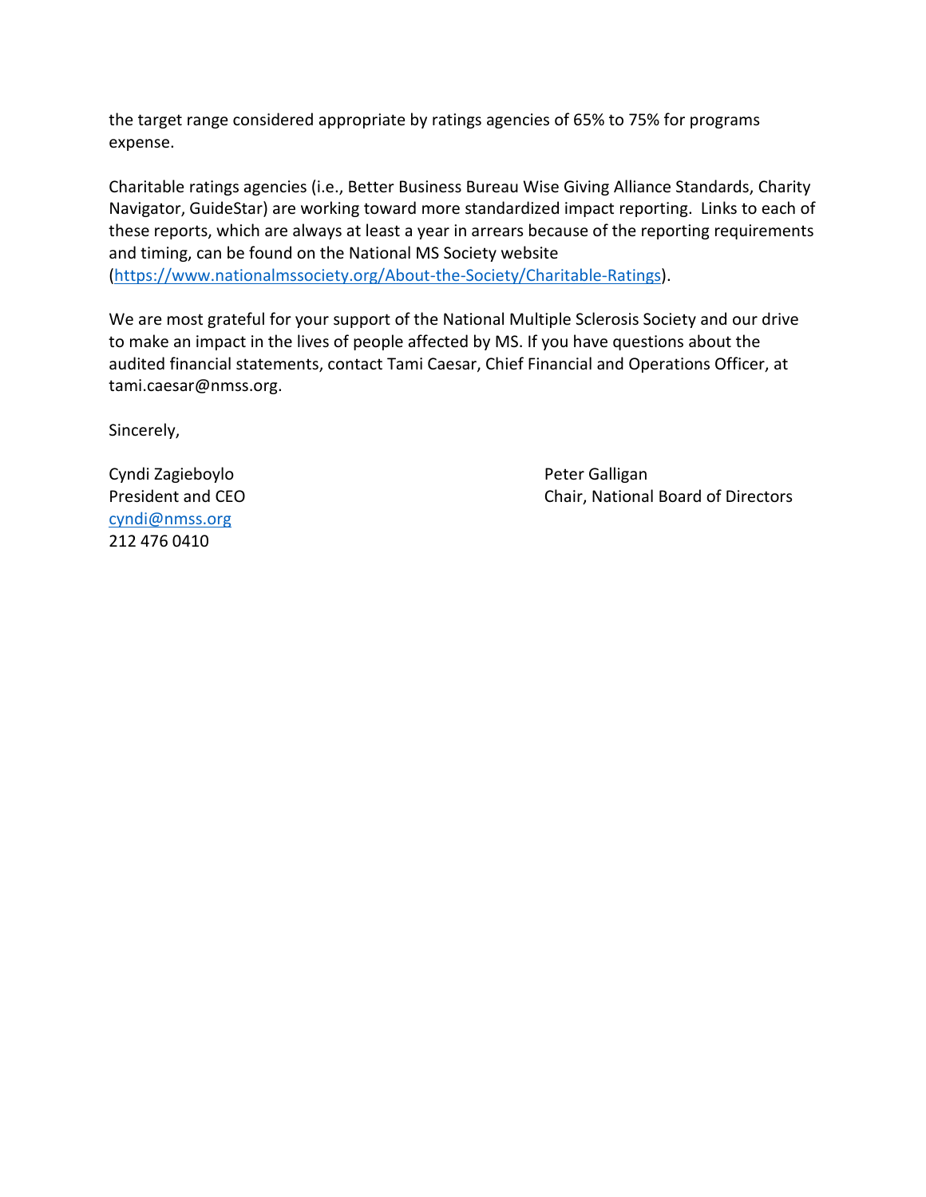the target range considered appropriate by ratings agencies of 65% to 75% for programs expense.

Charitable ratings agencies (i.e., Better Business Bureau Wise Giving Alliance Standards, Charity Navigator, GuideStar) are working toward more standardized impact reporting. Links to each of these reports, which are always at least a year in arrears because of the reporting requirements and timing, can be found on the National MS Society website (https://www.nationalmssociety.org/About-the-Society/Charitable-Ratings).

We are most grateful for your support of the National Multiple Sclerosis Society and our drive to make an impact in the lives of people affected by MS. If you have questions about the audited financial statements, contact Tami Caesar, Chief Financial and Operations Officer, at tami.caesar@nmss.org.

Sincerely,

Cyndi Zagieboylo
President and CEO
cyndi@nmss.org
212 476 0410

Peter Galligan
Chair, National Board of Directors